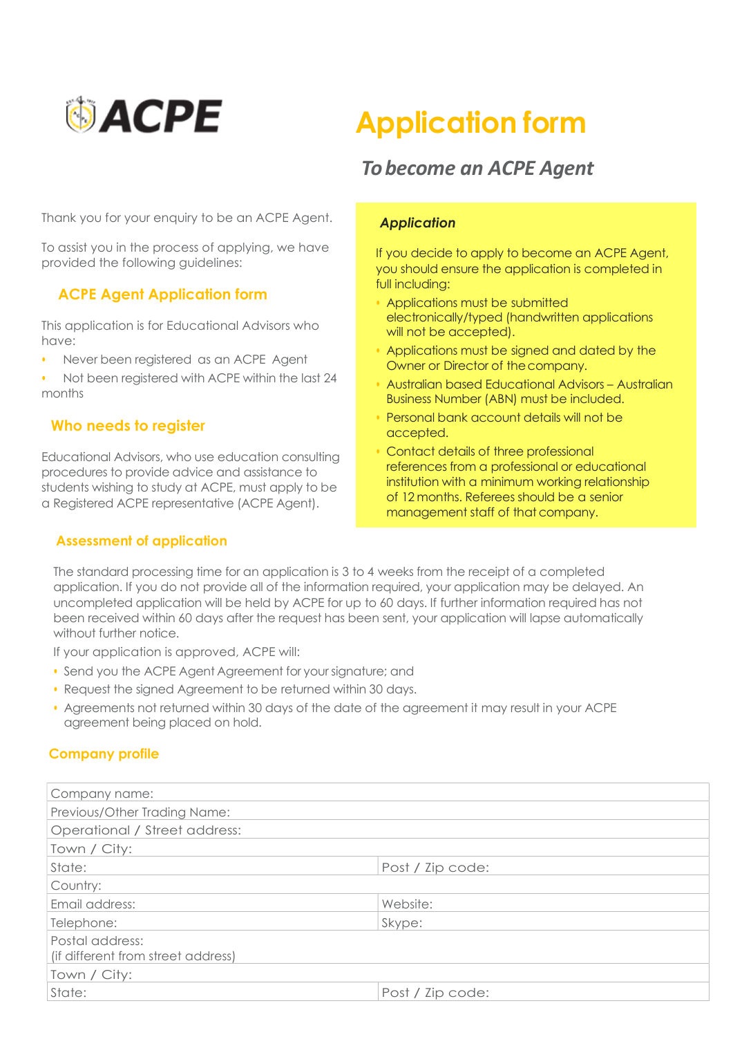ACPE

# Application form

## *To become an ACPE Agent*

Thank you for your enquiry to be an ACPE Agent.

To assist you in the process of applying, we have provided the following guidelines:

### ACPE Agent Application form

This application is for Educational Advisors who have:

- Never been registered as an ACPE Agent
- Not been registered with ACPE within the last 24 months

### Who needs to register

Educational Advisors, who use education consulting procedures to provide advice and assistance to students wishing to study at ACPE, must apply to be a Registered ACPE representative (ACPE Agent).

### *Application*

If you decide to apply to become an ACPE Agent, you should ensure the application is completed in full including:

- Applications must be submitted electronically/typed (handwritten applications will not be accepted).
- Applications must be signed and dated by the Owner or Director of the company.
- Australian based Educational Advisors – Australian Business Number (ABN) must be included.
- Personal bank account details will not be accepted.
- Contact details of three professional references from a professional or educational institution with a minimum working relationship of 12 months. Referees should be a senior management staff of that company.

### Assessment of application

The standard processing time for an application is 3 to 4 weeks from the receipt of a completed application. If you do not provide all of the information required, your application may be delayed. An uncompleted application will be held by ACPE for up to 60 days. If further information required has not been received within 60 days after the request has been sent, your application will lapse automatically without further notice.

If your application is approved, ACPE will:

- Send you the ACPE Agent Agreement for your signature; and
- Request the signed Agreement to be returned within 30 days.
- Agreements not returned within 30 days of the date of the agreement it may result in your ACPE agreement being placed on hold.

### Company profile

| Company name: | |
|---|---|
| Previous/Other Trading Name: | |
| Operational / Street address: | |
| Town / City: | |
| State: | Post / Zip code: |
| Country: | |
| Email address: | Website: |
| Telephone: | Skype: |
| Postal address:<br>(if different from street address) | |
| Town / City: | |
| State: | Post / Zip code: |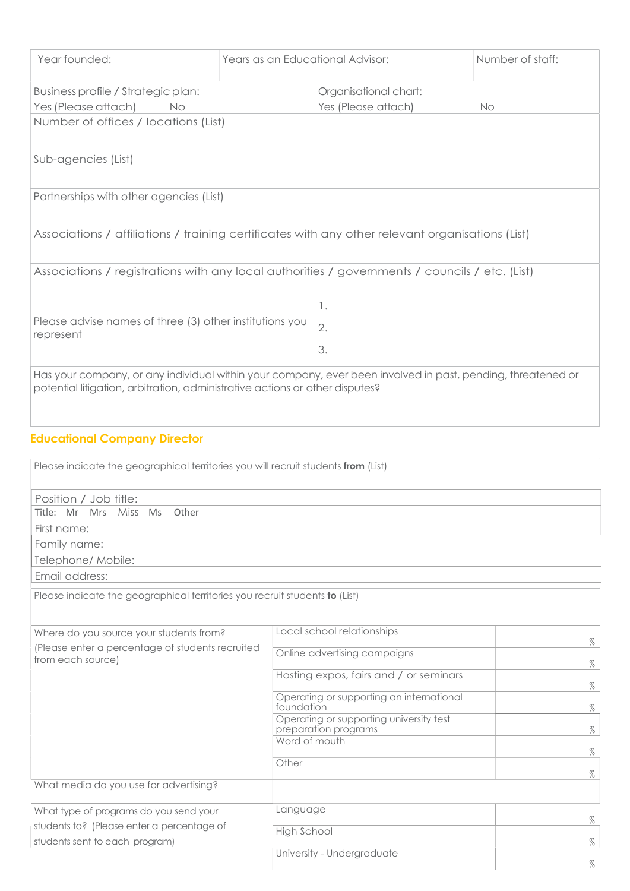| Year founded: | Years as an Educational Advisor: | Number of staff: |
|---|---|---|

| Business profile / Strategic plan: Yes (Please attach) No | Organisational chart: Yes (Please attach) No |
|---|---|
| Number of offices / locations (List) | |
| Sub-agencies (List) | |
| Partnerships with other agencies (List) | |
| Associations / affiliations / training certificates with any other relevant organisations (List) | |
| Associations / registrations with any local authorities / governments / councils / etc. (List) | |
| Please advise names of three (3) other institutions you represent | 1. |
| | 2. |
| | 3. |
| Has your company, or any individual within your company, ever been involved in past, pending, threatened or potential litigation, arbitration, administrative actions or other disputes? | |

## Educational Company Director

| Please indicate the geographical territories you will recruit students **from** (List) |
|---|
| Position / Job title: |
| Title: Mr Mrs Miss Ms Other |
| First name: |
| Family name: |
| Telephone/ Mobile: |
| Email address: |
| Please indicate the geographical territories you recruit students **to** (List) |

| Where do you source your students from? (Please enter a percentage of students recruited from each source) | Local school relationships | % |
|---|---|---|
| | Online advertising campaigns | % |
| | Hosting expos, fairs and / or seminars | % |
| | Operating or supporting an international foundation | % |
| | Operating or supporting university test preparation programs | % |
| | Word of mouth | % |
| | Other | % |
| What media do you use for advertising? | | |
| What type of programs do you send your students to? (Please enter a percentage of students sent to each program) | Language | % |
| | High School | % |
| | University - Undergraduate | % |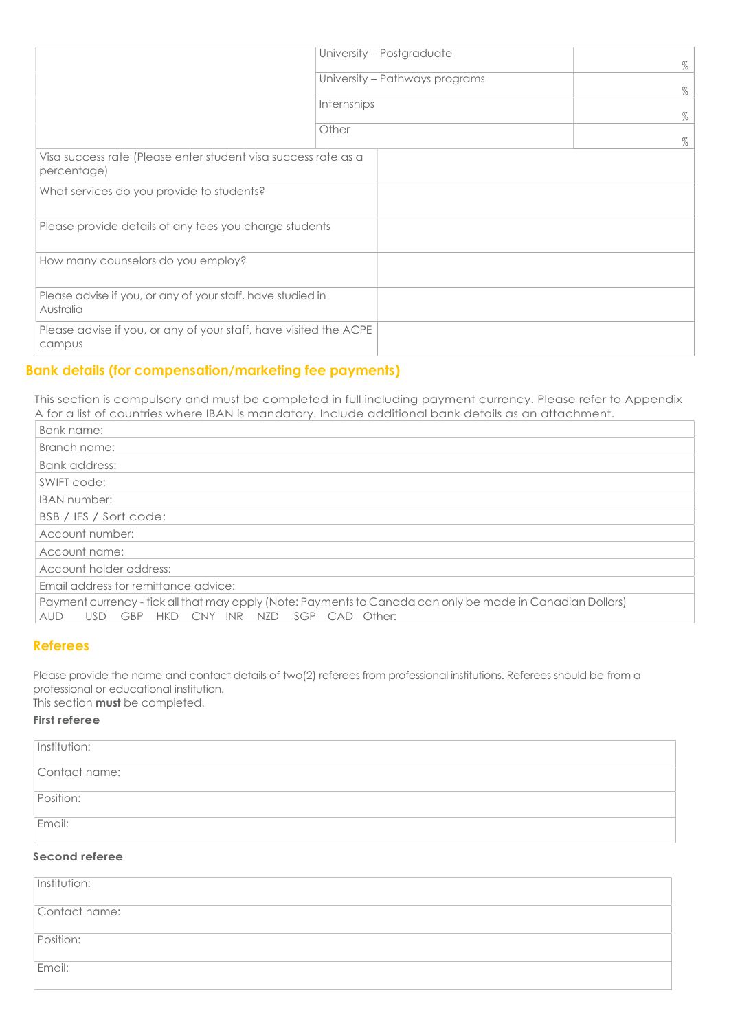| | | |
|---|---|---|
| | University – Postgraduate | % |
| | University – Pathways programs | % |
| | Internships | % |
| | Other | % |

| | |
|---|---|
| Visa success rate (Please enter student visa success rate as a percentage) | |
| What services do you provide to students? | |
| Please provide details of any fees you charge students | |
| How many counselors do you employ? | |
| Please advise if you, or any of your staff, have studied in Australia | |
| Please advise if you, or any of your staff, have visited the ACPE campus | |

## Bank details (for compensation/marketing fee payments)

This section is compulsory and must be completed in full including payment currency. Please refer to Appendix A for a list of countries where IBAN is mandatory. Include additional bank details as an attachment.

| |
|---|
| Bank name: |
| Branch name: |
| Bank address: |
| SWIFT code: |
| IBAN number: |
| BSB / IFS / Sort code: |
| Account number: |
| Account name: |
| Account holder address: |
| Email address for remittance advice: |
| Payment currency - tick all that may apply (Note: Payments to Canada can only be made in Canadian Dollars) AUD USD GBP HKD CNY INR NZD SGP CAD Other: |

## Referees

Please provide the name and contact details of two(2) referees from professional institutions. Referees should be from a professional or educational institution.
This section **must** be completed.

**First referee**

| |
|---|
| Institution: |
| Contact name: |
| Position: |
| Email: |

**Second referee**

| |
|---|
| Institution: |
| Contact name: |
| Position: |
| Email: |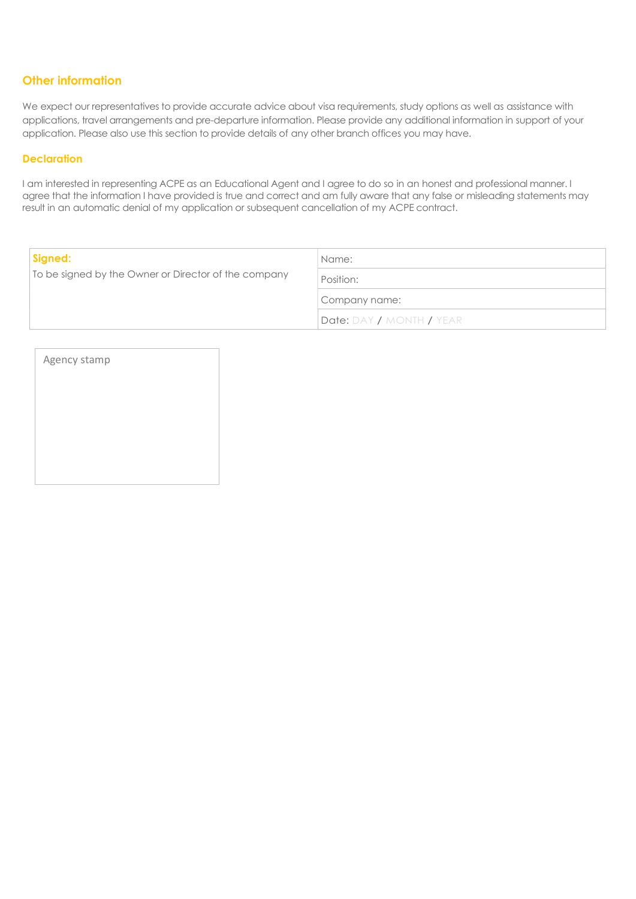## Other information

We expect our representatives to provide accurate advice about visa requirements, study options as well as assistance with applications, travel arrangements and pre-departure information. Please provide any additional information in support of your application. Please also use this section to provide details of any other branch offices you may have.

## Declaration

I am interested in representing ACPE as an Educational Agent and I agree to do so in an honest and professional manner. I agree that the information I have provided is true and correct and am fully aware that any false or misleading statements may result in an automatic denial of my application or subsequent cancellation of my ACPE contract.

| | |
|---|---|
| **Signed:** To be signed by the Owner or Director of the company | Name: |
| | Position: |
| | Company name: |
| | Date: DAY / MONTH / YEAR |

| |
|---|
| Agency stamp |